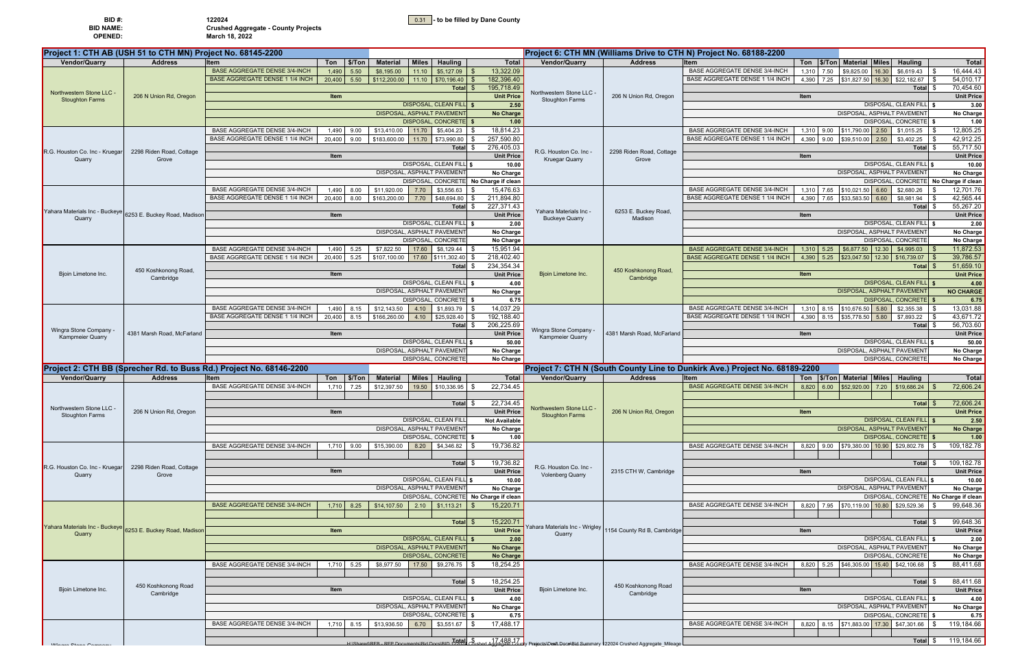**BID #:** 122024

**BID NAME:** Crushed Aggregate - County Projects

**OPENED:** March 18, 2022

0.31 - to be filled by Dane County

## Project 1: CTH AB (USH 51 to CTH MN) Project No. 68145-2200

| Vendor/Quarry | Address | Item | Ton | $/Ton | Material | Miles | Hauling | Total |
|---|---|---|---|---|---|---|---|---|
| Northwestern Stone LLC - Stoughton Farms | 206 N Union Rd, Oregon | BASE AGGREGATE DENSE 3/4-INCH | 1,490 | 5.50 | $8,195.00 | 11.10 | $5,127.09 | $ 13,322.09 |
| | | BASE AGGREGATE DENSE 1 1/4 INCH | 20,400 | 5.50 | $112,200.00 | 11.10 | $70,196.40 | $ 182,396.40 |
| | | | | | | | Total | $ 195,718.49 |
| | | Item | | | | | | Unit Price |
| | | | | | | | DISPOSAL, CLEAN FILL | $ 2.50 |
| | | | | | | | DISPOSAL, ASPHALT PAVEMENT | No Charge |
| | | | | | | | DISPOSAL, CONCRETE | $ 1.00 |
| R.G. Houston Co. Inc - Kruegar Quarry | 2298 Riden Road, Cottage Grove | BASE AGGREGATE DENSE 3/4-INCH | 1,490 | 9.00 | $13,410.00 | 11.70 | $5,404.23 | $ 18,814.23 |
| | | BASE AGGREGATE DENSE 1 1/4 INCH | 20,400 | 9.00 | $183,600.00 | 11.70 | $73,990.80 | $ 257,590.80 |
| | | | | | | | Total | $ 276,405.03 |
| | | Item | | | | | | Unit Price |
| | | | | | | | DISPOSAL, CLEAN FILL | $ 10.00 |
| | | | | | | | DISPOSAL, ASPHALT PAVEMENT | No Charge |
| | | | | | | | DISPOSAL, CONCRETE | No Charge if clean |
| Yahara Materials Inc - Buckeye Quarry | 6253 E. Buckey Road, Madison | BASE AGGREGATE DENSE 3/4-INCH | 1,490 | 8.00 | $11,920.00 | 7.70 | $3,556.63 | $ 15,476.63 |
| | | BASE AGGREGATE DENSE 1 1/4 INCH | 20,400 | 8.00 | $163,200.00 | 7.70 | $48,694.80 | $ 211,894.80 |
| | | | | | | | Total | $ 227,371.43 |
| | | Item | | | | | | Unit Price |
| | | | | | | | DISPOSAL, CLEAN FILL | $ 2.00 |
| | | | | | | | DISPOSAL, ASPHALT PAVEMENT | No Charge |
| | | | | | | | DISPOSAL, CONCRETE | No Charge |
| Bjoin Limetone Inc. | 450 Koshkonong Road, Cambridge | BASE AGGREGATE DENSE 3/4-INCH | 1,490 | 5.25 | $7,822.50 | 17.60 | $8,129.44 | $ 15,951.94 |
| | | BASE AGGREGATE DENSE 1 1/4 INCH | 20,400 | 5.25 | $107,100.00 | 17.60 | $111,302.40 | $ 218,402.40 |
| | | | | | | | Total | $ 234,354.34 |
| | | Item | | | | | | Unit Price |
| | | | | | | | DISPOSAL, CLEAN FILL | $ 4.00 |
| | | | | | | | DISPOSAL, ASPHALT PAVEMENT | No Charge |
| | | | | | | | DISPOSAL, CONCRETE | $ 6.75 |
| Wingra Stone Company - Kampmeier Quarry | 4381 Marsh Road, McFarland | BASE AGGREGATE DENSE 3/4-INCH | 1,490 | 8.15 | $12,143.50 | 4.10 | $1,893.79 | $ 14,037.29 |
| | | BASE AGGREGATE DENSE 1 1/4 INCH | 20,400 | 8.15 | $166,260.00 | 4.10 | $25,928.40 | $ 192,188.40 |
| | | | | | | | Total | $ 206,225.69 |
| | | Item | | | | | | Unit Price |
| | | | | | | | DISPOSAL, CLEAN FILL | $ 50.00 |
| | | | | | | | DISPOSAL, ASPHALT PAVEMENT | No Charge |
| | | | | | | | DISPOSAL, CONCRETE | No Charge |

## Project 2: CTH BB (Sprecher Rd. to Buss Rd.) Project No. 68146-2200

| Vendor/Quarry | Address | Item | Ton | $/Ton | Material | Miles | Hauling | Total |
|---|---|---|---|---|---|---|---|---|
| Northwestern Stone LLC - Stoughton Farms | 206 N Union Rd, Oregon | BASE AGGREGATE DENSE 3/4-INCH | 1,710 | 7.25 | $12,397.50 | 19.50 | $10,336.95 | $ 22,734.45 |
| | | | | | | | Total | $ 22,734.45 |
| | | Item | | | | | | Unit Price |
| | | | | | | | DISPOSAL, CLEAN FILL | Not Available |
| | | | | | | | DISPOSAL, ASPHALT PAVEMENT | No Charge |
| | | | | | | | DISPOSAL, CONCRETE | $ 1.00 |
| R.G. Houston Co. Inc - Kruegar Quarry | 2298 Riden Road, Cottage Grove | BASE AGGREGATE DENSE 3/4-INCH | 1,710 | 9.00 | $15,390.00 | 8.20 | $4,346.82 | $ 19,736.82 |
| | | | | | | | Total | $ 19,736.82 |
| | | Item | | | | | | Unit Price |
| | | | | | | | DISPOSAL, CLEAN FILL | $ 10.00 |
| | | | | | | | DISPOSAL, ASPHALT PAVEMENT | No Charge |
| | | | | | | | DISPOSAL, CONCRETE | No Charge if clean |
| Yahara Materials Inc - Buckeye Quarry | 6253 E. Buckey Road, Madison | BASE AGGREGATE DENSE 3/4-INCH | 1,710 | 8.25 | $14,107.50 | 2.10 | $1,113.21 | $ 15,220.71 |
| | | | | | | | Total | $ 15,220.71 |
| | | Item | | | | | | Unit Price |
| | | | | | | | DISPOSAL, CLEAN FILL | $ 2.00 |
| | | | | | | | DISPOSAL, ASPHALT PAVEMENT | No Charge |
| | | | | | | | DISPOSAL, CONCRETE | No Charge |
| Bjoin Limetone Inc. | 450 Koshkonong Road Cambridge | BASE AGGREGATE DENSE 3/4-INCH | 1,710 | 5.25 | $8,977.50 | 17.50 | $9,276.75 | $ 18,254.25 |
| | | | | | | | Total | $ 18,254.25 |
| | | Item | | | | | | Unit Price |
| | | | | | | | DISPOSAL, CLEAN FILL | $ 4.00 |
| | | | | | | | DISPOSAL, ASPHALT PAVEMENT | No Charge |
| | | | | | | | DISPOSAL, CONCRETE | $ 6.75 |
| Wingra Stone Company | | BASE AGGREGATE DENSE 3/4-INCH | 1,710 | 8.15 | $13,936.50 | 6.70 | $3,551.67 | $ 17,488.17 |
| | | | | | | | Total | $ 17,488.17 |

## Project 6: CTH MN (Williams Drive to CTH N) Project No. 68188-2200

| Vendor/Quarry | Address | Item | Ton | $/Ton | Material | Miles | Hauling | Total |
|---|---|---|---|---|---|---|---|---|
| Northwestern Stone LLC - Stoughton Farms | 206 N Union Rd, Oregon | BASE AGGREGATE DENSE 3/4-INCH | 1,310 | 7.50 | $9,825.00 | 16.30 | $6,619.43 | $ 16,444.43 |
| | | BASE AGGREGATE DENSE 1 1/4 INCH | 4,390 | 7.25 | $31,827.50 | 16.30 | $22,182.67 | $ 54,010.17 |
| | | | | | | | Total | $ 70,454.60 |
| | | Item | | | | | | Unit Price |
| | | | | | | | DISPOSAL, CLEAN FILL | $ 3.00 |
| | | | | | | | DISPOSAL, ASPHALT PAVEMENT | No Charge |
| | | | | | | | DISPOSAL, CONCRETE | $ 1.00 |
| R.G. Houston Co. Inc - Kruegar Quarry | 2298 Riden Road, Cottage Grove | BASE AGGREGATE DENSE 3/4-INCH | 1,310 | 9.00 | $11,790.00 | 2.50 | $1,015.25 | $ 12,805.25 |
| | | BASE AGGREGATE DENSE 1 1/4 INCH | 4,390 | 9.00 | $39,510.00 | 2.50 | $3,402.25 | $ 42,912.25 |
| | | | | | | | Total | $ 55,717.50 |
| | | Item | | | | | | Unit Price |
| | | | | | | | DISPOSAL, CLEAN FILL | $ 10.00 |
| | | | | | | | DISPOSAL, ASPHALT PAVEMENT | No Charge |
| | | | | | | | DISPOSAL, CONCRETE | No Charge if clean |
| Yahara Materials Inc - Buckeye Quarry | 6253 E. Buckey Road, Madison | BASE AGGREGATE DENSE 3/4-INCH | 1,310 | 7.65 | $10,021.50 | 6.60 | $2,680.26 | $ 12,701.76 |
| | | BASE AGGREGATE DENSE 1 1/4 INCH | 4,390 | 7.65 | $33,583.50 | 6.60 | $8,981.94 | $ 42,565.44 |
| | | | | | | | Total | $ 55,267.20 |
| | | Item | | | | | | Unit Price |
| | | | | | | | DISPOSAL, CLEAN FILL | $ 2.00 |
| | | | | | | | DISPOSAL, ASPHALT PAVEMENT | No Charge |
| | | | | | | | DISPOSAL, CONCRETE | No Charge |
| Bjoin Limetone Inc. | 450 Koshkonong Road, Cambridge | BASE AGGREGATE DENSE 3/4-INCH | 1,310 | 5.25 | $6,877.50 | 12.30 | $4,995.03 | $ 11,872.53 |
| | | BASE AGGREGATE DENSE 1 1/4 INCH | 4,390 | 5.25 | $23,047.50 | 12.30 | $16,739.07 | $ 39,786.57 |
| | | | | | | | Total | $ 51,659.10 |
| | | Item | | | | | | Unit Price |
| | | | | | | | DISPOSAL, CLEAN FILL | $ 4.00 |
| | | | | | | | DISPOSAL, ASPHALT PAVEMENT | NO CHARGE |
| | | | | | | | DISPOSAL, CONCRETE | $ 6.75 |
| Wingra Stone Company - Kampmeier Quarry | 4381 Marsh Road, McFarland | BASE AGGREGATE DENSE 3/4-INCH | 1,310 | 8.15 | $10,676.50 | 5.80 | $2,355.38 | $ 13,031.88 |
| | | BASE AGGREGATE DENSE 1 1/4 INCH | 4,390 | 8.15 | $35,778.50 | 5.80 | $7,893.22 | $ 43,671.72 |
| | | | | | | | Total | $ 56,703.60 |
| | | Item | | | | | | Unit Price |
| | | | | | | | DISPOSAL, CLEAN FILL | $ 50.00 |
| | | | | | | | DISPOSAL, ASPHALT PAVEMENT | No Charge |
| | | | | | | | DISPOSAL, CONCRETE | No Charge |

## Project 7: CTH N (South County Line to Dunkirk Ave.) Project No. 68189-2200

| Vendor/Quarry | Address | Item | Ton | $/Ton | Material | Miles | Hauling | Total |
|---|---|---|---|---|---|---|---|---|
| Northwestern Stone LLC - Stoughton Farms | 206 N Union Rd, Oregon | BASE AGGREGATE DENSE 3/4-INCH | 8,820 | 6.00 | $52,920.00 | 7.20 | $19,686.24 | $ 72,606.24 |
| | | | | | | | Total | $ 72,606.24 |
| | | Item | | | | | | Unit Price |
| | | | | | | | DISPOSAL, CLEAN FILL | $ 2.50 |
| | | | | | | | DISPOSAL, ASPHALT PAVEMENT | No Charge |
| | | | | | | | DISPOSAL, CONCRETE | $ 1.00 |
| R.G. Houston Co. Inc - Volenberg Quarry | 2315 CTH W, Cambridge | BASE AGGREGATE DENSE 3/4-INCH | 8,820 | 9.00 | $79,380.00 | 10.90 | $29,802.78 | $ 109,182.78 |
| | | | | | | | Total | $ 109,182.78 |
| | | Item | | | | | | Unit Price |
| | | | | | | | DISPOSAL, CLEAN FILL | $ 10.00 |
| | | | | | | | DISPOSAL, ASPHALT PAVEMENT | No Charge |
| | | | | | | | DISPOSAL, CONCRETE | No Charge if clean |
| Yahara Materials Inc - Wrigley Quarry | 1154 County Rd B, Cambridge | BASE AGGREGATE DENSE 3/4-INCH | 8,820 | 7.95 | $70,119.00 | 10.80 | $29,529.36 | $ 99,648.36 |
| | | | | | | | Total | $ 99,648.36 |
| | | Item | | | | | | Unit Price |
| | | | | | | | DISPOSAL, CLEAN FILL | $ 2.00 |
| | | | | | | | DISPOSAL, ASPHALT PAVEMENT | No Charge |
| | | | | | | | DISPOSAL, CONCRETE | No Charge |
| Bjoin Limetone Inc. | 450 Koshkonong Road Cambridge | BASE AGGREGATE DENSE 3/4-INCH | 8,820 | 5.25 | $46,305.00 | 15.40 | $42,106.68 | $ 88,411.68 |
| | | | | | | | Total | $ 88,411.68 |
| | | Item | | | | | | Unit Price |
| | | | | | | | DISPOSAL, CLEAN FILL | $ 4.00 |
| | | | | | | | DISPOSAL, ASPHALT PAVEMENT | No Charge |
| | | | | | | | DISPOSAL, CONCRETE | $ 6.75 |
| | | BASE AGGREGATE DENSE 3/4-INCH | 8,820 | 8.15 | $71,883.00 | 17.30 | $47,301.66 | $ 119,184.66 |
| | | | | | | | Total | $ 119,184.66 |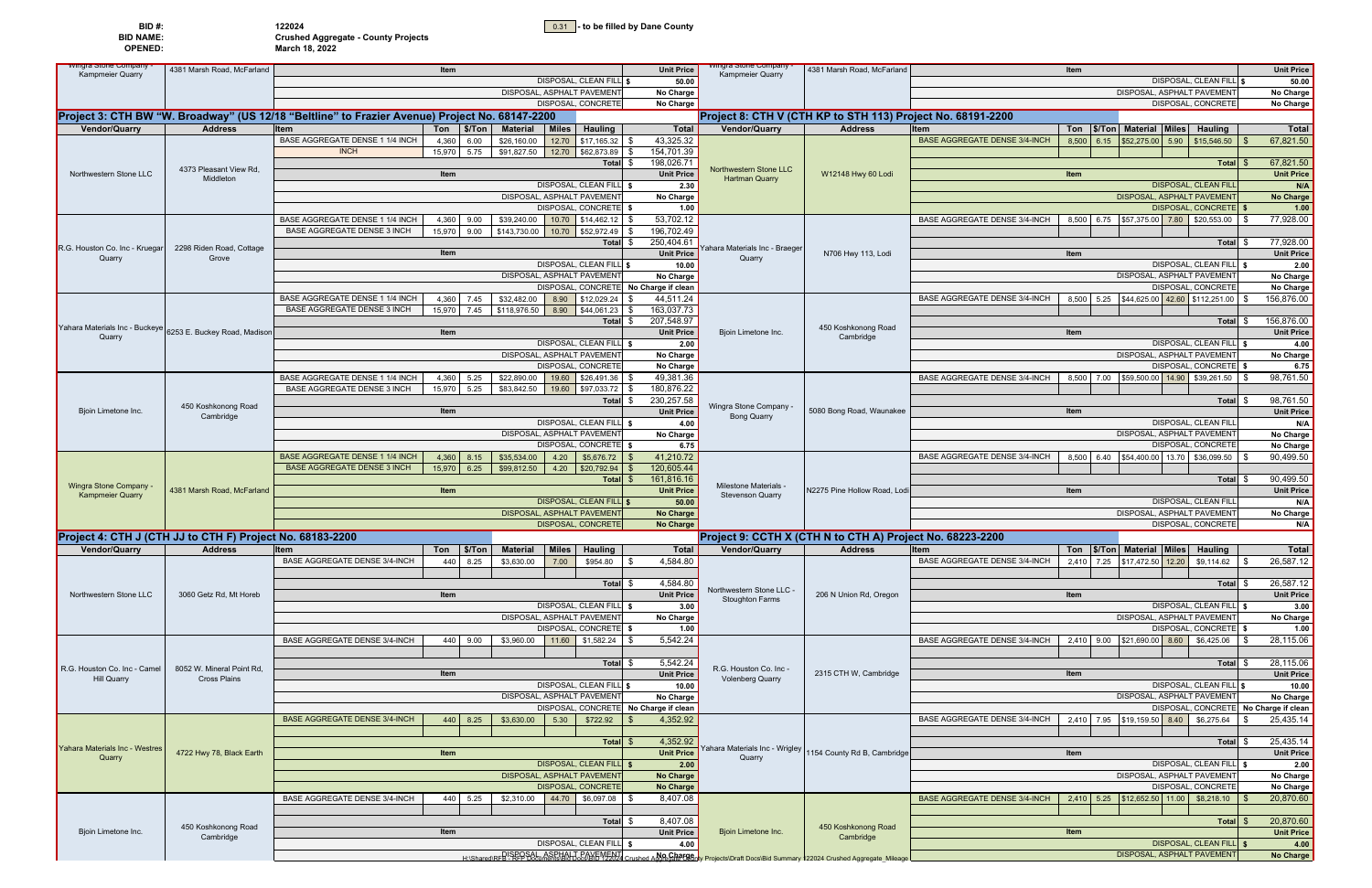**BID #:** 122024

**BID NAME:** Crushed Aggregate - County Projects

**OPENED:** March 18, 2022

0.31 - to be filled by Dane County

| Vendor/Quarry | Address | Item | | | | | Unit Price |
|---|---|---|---|---|---|---|---|
| Wingra Stone Company - Kampmeier Quarry | 4381 Marsh Road, McFarland | Item | | | | | Unit Price |
| | | DISPOSAL, CLEAN FILL | | | | | $ 50.00 |
| | | DISPOSAL, ASPHALT PAVEMENT | | | | | No Charge |
| | | DISPOSAL, CONCRETE | | | | | No Charge |

## Project 3: CTH BW "W. Broadway" (US 12/18 "Beltline" to Frazier Avenue) Project No. 68147-2200

| Vendor/Quarry | Address | Item | Ton | $/Ton | Material | Miles | Hauling | Total |
|---|---|---|---|---|---|---|---|---|
| Northwestern Stone LLC | 4373 Pleasant View Rd, Middleton | BASE AGGREGATE DENSE 1 1/4 INCH | 4,360 | 6.00 | $26,160.00 | 12.70 | $17,165.32 | $ 43,325.32 |
| | | INCH | 15,970 | 5.75 | $91,827.50 | 12.70 | $62,873.89 | $ 154,701.39 |
| | | | | | | | Total | $ 198,026.71 |
| | | Item | | | | | | Unit Price |
| | | DISPOSAL, CLEAN FILL | | | | | | $ 2.30 |
| | | DISPOSAL, ASPHALT PAVEMENT | | | | | | No Charge |
| | | DISPOSAL, CONCRETE | | | | | | $ 1.00 |
| R.G. Houston Co. Inc - Kruegar Quarry | 2298 Riden Road, Cottage Grove | BASE AGGREGATE DENSE 1 1/4 INCH | 4,360 | 9.00 | $39,240.00 | 10.70 | $14,462.12 | $ 53,702.12 |
| | | BASE AGGREGATE DENSE 3 INCH | 15,970 | 9.00 | $143,730.00 | 10.70 | $52,972.49 | $ 196,702.49 |
| | | | | | | | Total | $ 250,404.61 |
| | | Item | | | | | | Unit Price |
| | | DISPOSAL, CLEAN FILL | | | | | | $ 10.00 |
| | | DISPOSAL, ASPHALT PAVEMENT | | | | | | No Charge |
| | | DISPOSAL, CONCRETE | | | | | | No Charge if clean |
| Yahara Materials Inc - Buckeye Quarry | 6253 E. Buckey Road, Madison | BASE AGGREGATE DENSE 1 1/4 INCH | 4,360 | 7.45 | $32,482.00 | 8.90 | $12,029.24 | $ 44,511.24 |
| | | BASE AGGREGATE DENSE 3 INCH | 15,970 | 7.45 | $118,976.50 | 8.90 | $44,061.23 | $ 163,037.73 |
| | | | | | | | Total | $ 207,548.97 |
| | | Item | | | | | | Unit Price |
| | | DISPOSAL, CLEAN FILL | | | | | | $ 2.00 |
| | | DISPOSAL, ASPHALT PAVEMENT | | | | | | No Charge |
| | | DISPOSAL, CONCRETE | | | | | | No Charge |
| Bjoin Limetone Inc. | 450 Koshkonong Road Cambridge | BASE AGGREGATE DENSE 1 1/4 INCH | 4,360 | 5.25 | $22,890.00 | 19.60 | $26,491.36 | $ 49,381.36 |
| | | BASE AGGREGATE DENSE 3 INCH | 15,970 | 5.25 | $83,842.50 | 19.60 | $97,033.72 | $ 180,876.22 |
| | | | | | | | Total | $ 230,257.58 |
| | | Item | | | | | | Unit Price |
| | | DISPOSAL, CLEAN FILL | | | | | | $ 4.00 |
| | | DISPOSAL, ASPHALT PAVEMENT | | | | | | No Charge |
| | | DISPOSAL, CONCRETE | | | | | | $ 6.75 |
| Wingra Stone Company - Kampmeier Quarry | 4381 Marsh Road, McFarland | BASE AGGREGATE DENSE 1 1/4 INCH | 4,360 | 8.15 | $35,534.00 | 4.20 | $5,676.72 | $ 41,210.72 |
| | | BASE AGGREGATE DENSE 3 INCH | 15,970 | 6.25 | $99,812.50 | 4.20 | $20,792.94 | $ 120,605.44 |
| | | | | | | | Total | $ 161,816.16 |
| | | Item | | | | | | Unit Price |
| | | DISPOSAL, CLEAN FILL | | | | | | $ 50.00 |
| | | DISPOSAL, ASPHALT PAVEMENT | | | | | | No Charge |
| | | DISPOSAL, CONCRETE | | | | | | No Charge |

## Project 4: CTH J (CTH JJ to CTH F) Project No. 68183-2200

| Vendor/Quarry | Address | Item | Ton | $/Ton | Material | Miles | Hauling | Total |
|---|---|---|---|---|---|---|---|---|
| Northwestern Stone LLC | 3060 Getz Rd, Mt Horeb | BASE AGGREGATE DENSE 3/4-INCH | 440 | 8.25 | $3,630.00 | 7.00 | $954.80 | $ 4,584.80 |
| | | | | | | | Total | $ 4,584.80 |
| | | Item | | | | | | Unit Price |
| | | DISPOSAL, CLEAN FILL | | | | | | $ 3.00 |
| | | DISPOSAL, ASPHALT PAVEMENT | | | | | | No Charge |
| | | DISPOSAL, CONCRETE | | | | | | $ 1.00 |
| R.G. Houston Co. Inc - Camel Hill Quarry | 8052 W. Mineral Point Rd, Cross Plains | BASE AGGREGATE DENSE 3/4-INCH | 440 | 9.00 | $3,960.00 | 11.60 | $1,582.24 | $ 5,542.24 |
| | | | | | | | Total | $ 5,542.24 |
| | | Item | | | | | | Unit Price |
| | | DISPOSAL, CLEAN FILL | | | | | | $ 10.00 |
| | | DISPOSAL, ASPHALT PAVEMENT | | | | | | No Charge |
| | | DISPOSAL, CONCRETE | | | | | | No Charge if clean |
| Yahara Materials Inc - Westres Quarry | 4722 Hwy 78, Black Earth | BASE AGGREGATE DENSE 3/4-INCH | 440 | 8.25 | $3,630.00 | 5.30 | $722.92 | $ 4,352.92 |
| | | | | | | | Total | $ 4,352.92 |
| | | Item | | | | | | Unit Price |
| | | DISPOSAL, CLEAN FILL | | | | | | $ 2.00 |
| | | DISPOSAL, ASPHALT PAVEMENT | | | | | | No Charge |
| | | DISPOSAL, CONCRETE | | | | | | No Charge |
| Bjoin Limetone Inc. | 450 Koshkonong Road Cambridge | BASE AGGREGATE DENSE 3/4-INCH | 440 | 5.25 | $2,310.00 | 44.70 | $6,097.08 | $ 8,407.08 |
| | | | | | | | Total | $ 8,407.08 |
| | | Item | | | | | | Unit Price |
| | | DISPOSAL, CLEAN FILL | | | | | | $ 4.00 |
| | | DISPOSAL, ASPHALT PAVEMENT | | | | | | No Charge |

| Vendor/Quarry | Address | Item | | | | | Unit Price |
|---|---|---|---|---|---|---|---|
| Wingra Stone Company - Kampmeier Quarry | 4381 Marsh Road, McFarland | Item | | | | | Unit Price |
| | | DISPOSAL, CLEAN FILL | | | | | $ 50.00 |
| | | DISPOSAL, ASPHALT PAVEMENT | | | | | No Charge |
| | | DISPOSAL, CONCRETE | | | | | No Charge |

## Project 8: CTH V (CTH KP to STH 113) Project No. 68191-2200

| Vendor/Quarry | Address | Item | Ton | $/Ton | Material | Miles | Hauling | Total |
|---|---|---|---|---|---|---|---|---|
| Northwestern Stone LLC Hartman Quarry | W12148 Hwy 60 Lodi | BASE AGGREGATE DENSE 3/4-INCH | 8,500 | 6.15 | $52,275.00 | 5.90 | $15,546.50 | $ 67,821.50 |
| | | | | | | | Total | $ 67,821.50 |
| | | Item | | | | | | Unit Price |
| | | DISPOSAL, CLEAN FILL | | | | | | N/A |
| | | DISPOSAL, ASPHALT PAVEMENT | | | | | | No Charge |
| | | DISPOSAL, CONCRETE | | | | | | $ 1.00 |
| Yahara Materials Inc - Braeger Quarry | N706 Hwy 113, Lodi | BASE AGGREGATE DENSE 3/4-INCH | 8,500 | 6.75 | $57,375.00 | 7.80 | $20,553.00 | $ 77,928.00 |
| | | | | | | | Total | $ 77,928.00 |
| | | Item | | | | | | Unit Price |
| | | DISPOSAL, CLEAN FILL | | | | | | $ 2.00 |
| | | DISPOSAL, ASPHALT PAVEMENT | | | | | | No Charge |
| | | DISPOSAL, CONCRETE | | | | | | No Charge |
| Bjoin Limetone Inc. | 450 Koshkonong Road Cambridge | BASE AGGREGATE DENSE 3/4-INCH | 8,500 | 5.25 | $44,625.00 | 42.60 | $112,251.00 | $ 156,876.00 |
| | | | | | | | Total | $ 156,876.00 |
| | | Item | | | | | | Unit Price |
| | | DISPOSAL, CLEAN FILL | | | | | | $ 4.00 |
| | | DISPOSAL, ASPHALT PAVEMENT | | | | | | No Charge |
| | | DISPOSAL, CONCRETE | | | | | | $ 6.75 |
| Wingra Stone Company - Bong Quarry | 5080 Bong Road, Waunakee | BASE AGGREGATE DENSE 3/4-INCH | 8,500 | 7.00 | $59,500.00 | 14.90 | $39,261.50 | $ 98,761.50 |
| | | | | | | | Total | $ 98,761.50 |
| | | Item | | | | | | Unit Price |
| | | DISPOSAL, CLEAN FILL | | | | | | N/A |
| | | DISPOSAL, ASPHALT PAVEMENT | | | | | | No Charge |
| | | DISPOSAL, CONCRETE | | | | | | No Charge |
| Milestone Materials - Stevenson Quarry | N2275 Pine Hollow Road, Lodi | BASE AGGREGATE DENSE 3/4-INCH | 8,500 | 6.40 | $54,400.00 | 13.70 | $36,099.50 | $ 90,499.50 |
| | | | | | | | Total | $ 90,499.50 |
| | | Item | | | | | | Unit Price |
| | | DISPOSAL, CLEAN FILL | | | | | | N/A |
| | | DISPOSAL, ASPHALT PAVEMENT | | | | | | No Charge |
| | | DISPOSAL, CONCRETE | | | | | | N/A |

## Project 9: CCTH X (CTH N to CTH A) Project No. 68223-2200

| Vendor/Quarry | Address | Item | Ton | $/Ton | Material | Miles | Hauling | Total |
|---|---|---|---|---|---|---|---|---|
| Northwestern Stone LLC - Stoughton Farms | 206 N Union Rd, Oregon | BASE AGGREGATE DENSE 3/4-INCH | 2,410 | 7.25 | $17,472.50 | 12.20 | $9,114.62 | $ 26,587.12 |
| | | | | | | | Total | $ 26,587.12 |
| | | Item | | | | | | Unit Price |
| | | DISPOSAL, CLEAN FILL | | | | | | $ 3.00 |
| | | DISPOSAL, ASPHALT PAVEMENT | | | | | | No Charge |
| | | DISPOSAL, CONCRETE | | | | | | $ 1.00 |
| R.G. Houston Co. Inc - Volenberg Quarry | 2315 CTH W, Cambridge | BASE AGGREGATE DENSE 3/4-INCH | 2,410 | 9.00 | $21,690.00 | 8.60 | $6,425.06 | $ 28,115.06 |
| | | | | | | | Total | $ 28,115.06 |
| | | Item | | | | | | Unit Price |
| | | DISPOSAL, CLEAN FILL | | | | | | $ 10.00 |
| | | DISPOSAL, ASPHALT PAVEMENT | | | | | | No Charge |
| | | DISPOSAL, CONCRETE | | | | | | No Charge if clean |
| Yahara Materials Inc - Wrigley Quarry | 1154 County Rd B, Cambridge | BASE AGGREGATE DENSE 3/4-INCH | 2,410 | 7.95 | $19,159.50 | 8.40 | $6,275.64 | $ 25,435.14 |
| | | | | | | | Total | $ 25,435.14 |
| | | Item | | | | | | Unit Price |
| | | DISPOSAL, CLEAN FILL | | | | | | $ 2.00 |
| | | DISPOSAL, ASPHALT PAVEMENT | | | | | | No Charge |
| | | DISPOSAL, CONCRETE | | | | | | No Charge |
| Bjoin Limetone Inc. | 450 Koshkonong Road Cambridge | BASE AGGREGATE DENSE 3/4-INCH | 2,410 | 5.25 | $12,652.50 | 11.00 | $8,218.10 | $ 20,870.60 |
| | | | | | | | Total | $ 20,870.60 |
| | | Item | | | | | | Unit Price |
| | | DISPOSAL, CLEAN FILL | | | | | | $ 4.00 |
| | | DISPOSAL, ASPHALT PAVEMENT | | | | | | No Charge |

H:\Shared\RFB - RFP Documents\Bid Docs\Bid 122024 Crushed Aggregate County Projects\Draft Docs\Bid Summary 122024 Crushed Aggregate_Mileage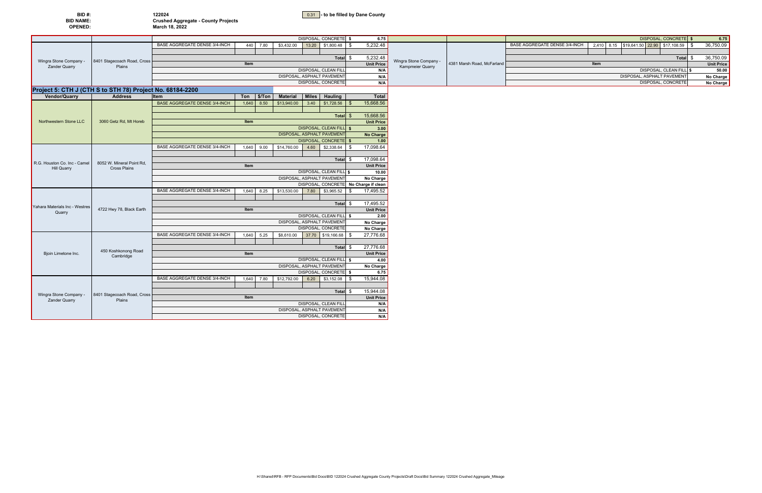**BID #:** 122024
**BID NAME:** Crushed Aggregate - County Projects
**OPENED:** March 18, 2022

0.31 - to be filled by Dane County

| | | | | | | | | | |
|---|---|---|---|---|---|---|---|---|---|
| | | | | | | | DISPOSAL, CONCRETE | | $ 6.75 |
| Wingra Stone Company - Zander Quarry | 8401 Stagecoach Road, Cross Plains | BASE AGGREGATE DENSE 3/4-INCH | 440 | 7.80 | $3,432.00 | 13.20 | $1,800.48 | | $ 5,232.48 |
| | | | | | | | Total | | $ 5,232.48 |
| | | Item | | | | | | | Unit Price |
| | | | | | | | DISPOSAL, CLEAN FILL | | N/A |
| | | | | | | | DISPOSAL, ASPHALT PAVEMENT | | N/A |
| | | | | | | | DISPOSAL, CONCRETE | | N/A |

| | | | | | | | | | |
|---|---|---|---|---|---|---|---|---|---|
| | | | | | | | DISPOSAL, CONCRETE | | $ 6.75 |
| Wingra Stone Company - Kampmeier Quarry | 4381 Marsh Road, McFarland | BASE AGGREGATE DENSE 3/4-INCH | 2,410 | 8.15 | $19,641.50 | 22.90 | $17,108.59 | | $ 36,750.09 |
| | | | | | | | Total | | $ 36,750.09 |
| | | Item | | | | | | | Unit Price |
| | | | | | | | DISPOSAL, CLEAN FILL | | $ 50.00 |
| | | | | | | | DISPOSAL, ASPHALT PAVEMENT | | No Charge |
| | | | | | | | DISPOSAL, CONCRETE | | No Charge |

## Project 5: CTH J (CTH S to STH 78) Project No. 68184-2200

| Vendor/Quarry | Address | Item | Ton | $/Ton | Material | Miles | Hauling | Total |
|---|---|---|---|---|---|---|---|---|
| Northwestern Stone LLC | 3060 Getz Rd, Mt Horeb | BASE AGGREGATE DENSE 3/4-INCH | 1,640 | 8.50 | $13,940.00 | 3.40 | $1,728.56 | $ 15,668.56 |
| | | | | | | | Total | $ 15,668.56 |
| | | Item | | | | | | Unit Price |
| | | | | | | | DISPOSAL, CLEAN FILL | $ 3.00 |
| | | | | | | | DISPOSAL, ASPHALT PAVEMENT | No Charge |
| | | | | | | | DISPOSAL, CONCRETE | $ 1.00 |
| R.G. Houston Co. Inc - Camel Hill Quarry | 8052 W. Mineral Point Rd, Cross Plains | BASE AGGREGATE DENSE 3/4-INCH | 1,640 | 9.00 | $14,760.00 | 4.60 | $2,338.64 | $ 17,098.64 |
| | | | | | | | Total | $ 17,098.64 |
| | | Item | | | | | | Unit Price |
| | | | | | | | DISPOSAL, CLEAN FILL | $ 10.00 |
| | | | | | | | DISPOSAL, ASPHALT PAVEMENT | No Charge |
| | | | | | | | DISPOSAL, CONCRETE | No Charge if clean |
| Yahara Materials Inc - Westres Quarry | 4722 Hwy 78, Black Earth | BASE AGGREGATE DENSE 3/4-INCH | 1,640 | 8.25 | $13,530.00 | 7.80 | $3,965.52 | $ 17,495.52 |
| | | | | | | | Total | $ 17,495.52 |
| | | Item | | | | | | Unit Price |
| | | | | | | | DISPOSAL, CLEAN FILL | $ 2.00 |
| | | | | | | | DISPOSAL, ASPHALT PAVEMENT | No Charge |
| | | | | | | | DISPOSAL, CONCRETE | No Charge |
| Bjoin Limestone Inc. | 450 Koshkonong Road Cambridge | BASE AGGREGATE DENSE 3/4-INCH | 1,640 | 5.25 | $8,610.00 | 37.70 | $19,166.68 | $ 27,776.68 |
| | | | | | | | Total | $ 27,776.68 |
| | | Item | | | | | | Unit Price |
| | | | | | | | DISPOSAL, CLEAN FILL | $ 4.00 |
| | | | | | | | DISPOSAL, ASPHALT PAVEMENT | No Charge |
| | | | | | | | DISPOSAL, CONCRETE | $ 6.75 |
| Wingra Stone Company - Zander Quarry | 8401 Stagecoach Road, Cross Plains | BASE AGGREGATE DENSE 3/4-INCH | 1,640 | 7.80 | $12,792.00 | 6.20 | $3,152.08 | $ 15,944.08 |
| | | | | | | | Total | $ 15,944.08 |
| | | Item | | | | | | Unit Price |
| | | | | | | | DISPOSAL, CLEAN FILL | N/A |
| | | | | | | | DISPOSAL, ASPHALT PAVEMENT | N/A |
| | | | | | | | DISPOSAL, CONCRETE | N/A |

H:\Shared\RFB - RFP Documents\Bid Docs\BID 122024 Crushed Aggregate County Projects\Draft Docs\Bid Summary 122024 Crushed Aggregate_Mileage